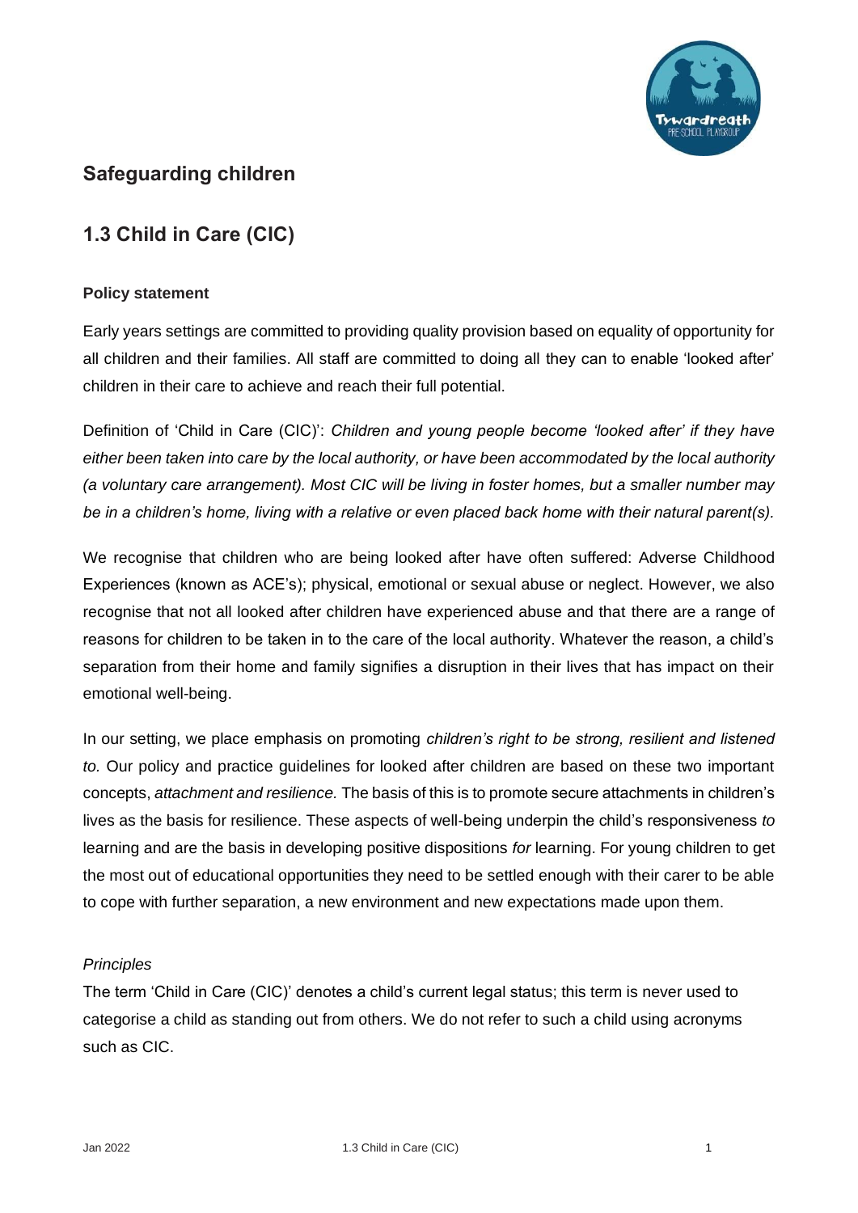## Safeguarding children

## 1.3 Child in Care (CIC)

### Policy statement

Early years settings are committed to providing quality provision based on equality of opportunity for all children and their families. All staff are committed to doing all they can to enable 'looked after' children in their care to achieve and reach their full potential.

Definition of 'Child in Care (CIC)': *Children and young people become 'looked after' if they have either been taken into care by the local authority, or have been accommodated by the local authority (a voluntary care arrangement). Most CIC will be living in foster homes, but a smaller number may be in a children's home, living with a relative or even placed back home with their natural parent(s).*

We recognise that children who are being looked after have often suffered: Adverse Childhood Experiences (known as ACE's); physical, emotional or sexual abuse or neglect. However, we also recognise that not all looked after children have experienced abuse and that there are a range of reasons for children to be taken in to the care of the local authority. Whatever the reason, a child's separation from their home and family signifies a disruption in their lives that has impact on their emotional well-being.

In our setting, we place emphasis on promoting *children's right to be strong, resilient and listened to.* Our policy and practice guidelines for looked after children are based on these two important concepts, *attachment and resilience.* The basis of this is to promote secure attachments in children's lives as the basis for resilience. These aspects of well-being underpin the child's responsiveness *to* learning and are the basis in developing positive dispositions *for* learning. For young children to get the most out of educational opportunities they need to be settled enough with their carer to be able to cope with further separation, a new environment and new expectations made upon them.

*Principles*

The term 'Child in Care (CIC)' denotes a child's current legal status; this term is never used to categorise a child as standing out from others. We do not refer to such a child using acronyms such as CIC.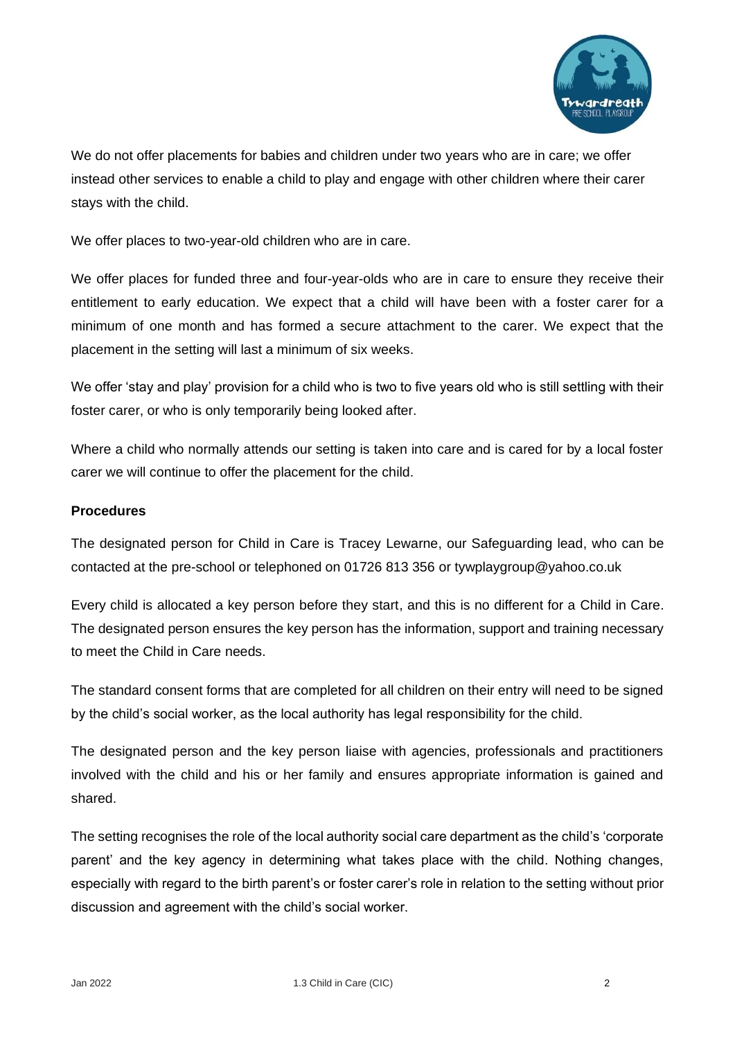We do not offer placements for babies and children under two years who are in care; we offer instead other services to enable a child to play and engage with other children where their carer stays with the child.

We offer places to two-year-old children who are in care.

We offer places for funded three and four-year-olds who are in care to ensure they receive their entitlement to early education. We expect that a child will have been with a foster carer for a minimum of one month and has formed a secure attachment to the carer. We expect that the placement in the setting will last a minimum of six weeks.

We offer 'stay and play' provision for a child who is two to five years old who is still settling with their foster carer, or who is only temporarily being looked after.

Where a child who normally attends our setting is taken into care and is cared for by a local foster carer we will continue to offer the placement for the child.

**Procedures**

The designated person for Child in Care is Tracey Lewarne, our Safeguarding lead, who can be contacted at the pre-school or telephoned on 01726 813 356 or tywplaygroup@yahoo.co.uk

Every child is allocated a key person before they start, and this is no different for a Child in Care. The designated person ensures the key person has the information, support and training necessary to meet the Child in Care needs.

The standard consent forms that are completed for all children on their entry will need to be signed by the child's social worker, as the local authority has legal responsibility for the child.

The designated person and the key person liaise with agencies, professionals and practitioners involved with the child and his or her family and ensures appropriate information is gained and shared.

The setting recognises the role of the local authority social care department as the child's 'corporate parent' and the key agency in determining what takes place with the child. Nothing changes, especially with regard to the birth parent's or foster carer's role in relation to the setting without prior discussion and agreement with the child's social worker.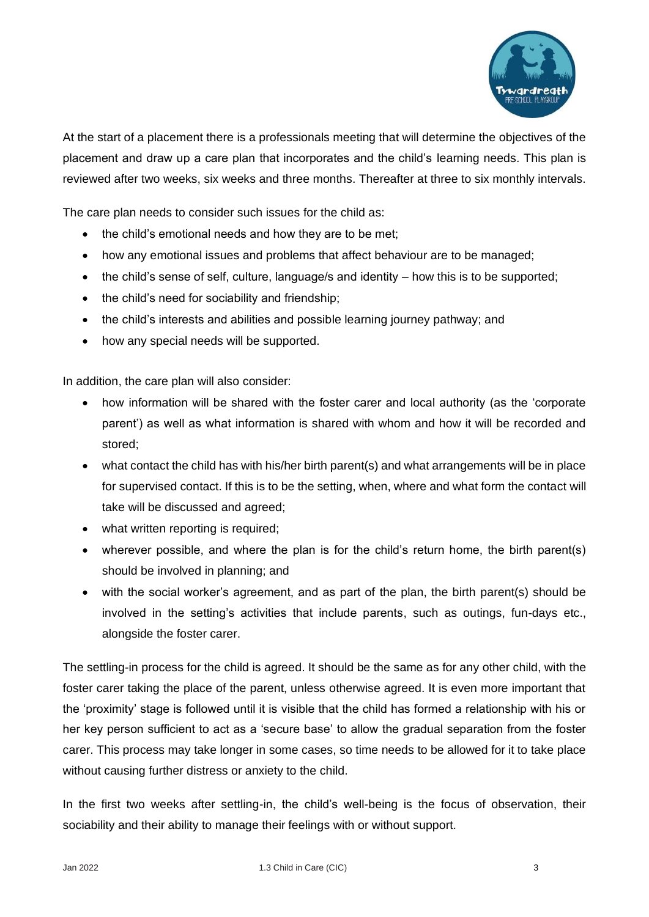At the start of a placement there is a professionals meeting that will determine the objectives of the placement and draw up a care plan that incorporates and the child's learning needs. This plan is reviewed after two weeks, six weeks and three months. Thereafter at three to six monthly intervals.

The care plan needs to consider such issues for the child as:

- the child's emotional needs and how they are to be met;
- how any emotional issues and problems that affect behaviour are to be managed;
- the child's sense of self, culture, language/s and identity – how this is to be supported;
- the child's need for sociability and friendship;
- the child's interests and abilities and possible learning journey pathway; and
- how any special needs will be supported.

In addition, the care plan will also consider:

- how information will be shared with the foster carer and local authority (as the 'corporate parent') as well as what information is shared with whom and how it will be recorded and stored;
- what contact the child has with his/her birth parent(s) and what arrangements will be in place for supervised contact. If this is to be the setting, when, where and what form the contact will take will be discussed and agreed;
- what written reporting is required;
- wherever possible, and where the plan is for the child's return home, the birth parent(s) should be involved in planning; and
- with the social worker's agreement, and as part of the plan, the birth parent(s) should be involved in the setting's activities that include parents, such as outings, fun-days etc., alongside the foster carer.

The settling-in process for the child is agreed. It should be the same as for any other child, with the foster carer taking the place of the parent, unless otherwise agreed. It is even more important that the 'proximity' stage is followed until it is visible that the child has formed a relationship with his or her key person sufficient to act as a 'secure base' to allow the gradual separation from the foster carer. This process may take longer in some cases, so time needs to be allowed for it to take place without causing further distress or anxiety to the child.

In the first two weeks after settling-in, the child's well-being is the focus of observation, their sociability and their ability to manage their feelings with or without support.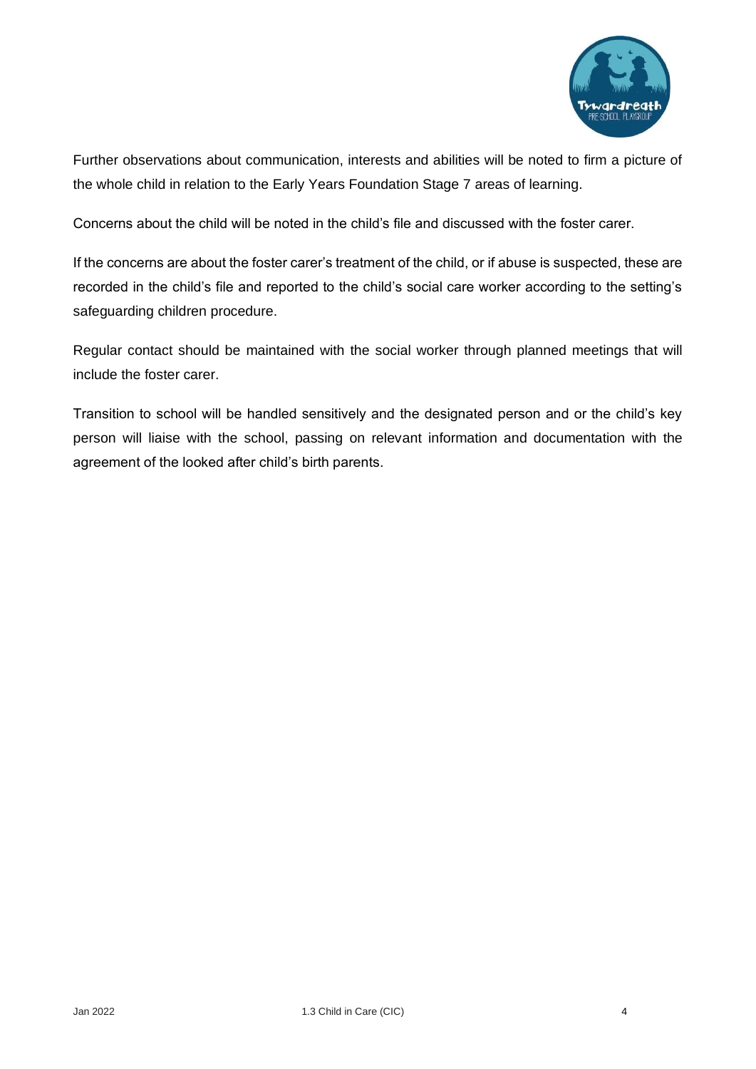Further observations about communication, interests and abilities will be noted to firm a picture of the whole child in relation to the Early Years Foundation Stage 7 areas of learning.

Concerns about the child will be noted in the child's file and discussed with the foster carer.

If the concerns are about the foster carer's treatment of the child, or if abuse is suspected, these are recorded in the child's file and reported to the child's social care worker according to the setting's safeguarding children procedure.

Regular contact should be maintained with the social worker through planned meetings that will include the foster carer.

Transition to school will be handled sensitively and the designated person and or the child's key person will liaise with the school, passing on relevant information and documentation with the agreement of the looked after child's birth parents.